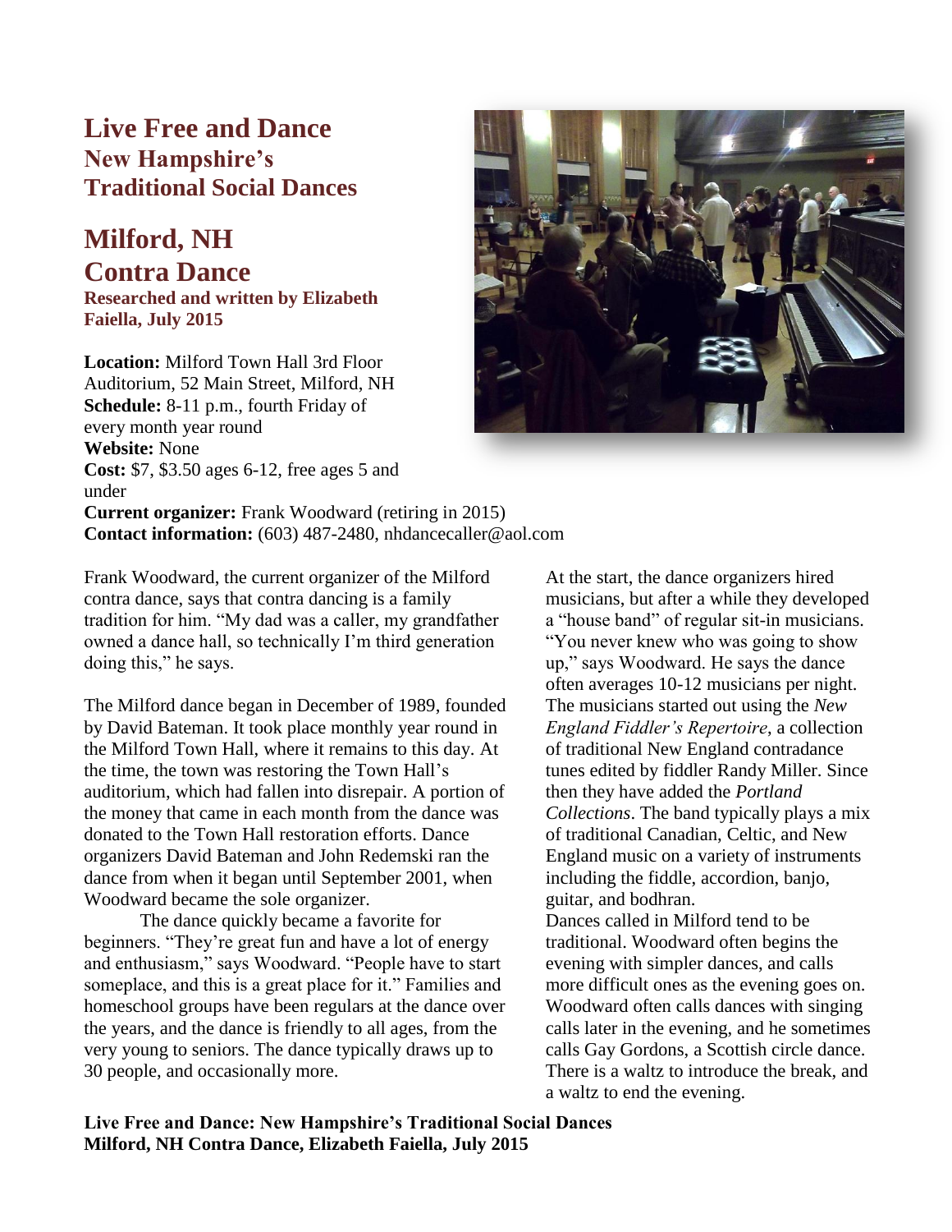# Live Free and Dance
## New Hampshire's Traditional Social Dances

# Milford, NH Contra Dance

**Researched and written by Elizabeth Faiella, July 2015**

**Location:** Milford Town Hall 3rd Floor Auditorium, 52 Main Street, Milford, NH
**Schedule:** 8-11 p.m., fourth Friday of every month year round
**Website:** None
**Cost:** $7, $3.50 ages 6-12, free ages 5 and under
**Current organizer:** Frank Woodward (retiring in 2015)
**Contact information:** (603) 487-2480, nhdancecaller@aol.com

Frank Woodward, the current organizer of the Milford contra dance, says that contra dancing is a family tradition for him. "My dad was a caller, my grandfather owned a dance hall, so technically I'm third generation doing this," he says.

The Milford dance began in December of 1989, founded by David Bateman. It took place monthly year round in the Milford Town Hall, where it remains to this day. At the time, the town was restoring the Town Hall's auditorium, which had fallen into disrepair. A portion of the money that came in each month from the dance was donated to the Town Hall restoration efforts. Dance organizers David Bateman and John Redemski ran the dance from when it began until September 2001, when Woodward became the sole organizer.

The dance quickly became a favorite for beginners. "They're great fun and have a lot of energy and enthusiasm," says Woodward. "People have to start someplace, and this is a great place for it." Families and homeschool groups have been regulars at the dance over the years, and the dance is friendly to all ages, from the very young to seniors. The dance typically draws up to 30 people, and occasionally more.

At the start, the dance organizers hired musicians, but after a while they developed a "house band" of regular sit-in musicians. "You never knew who was going to show up," says Woodward. He says the dance often averages 10-12 musicians per night. The musicians started out using the *New England Fiddler's Repertoire*, a collection of traditional New England contradance tunes edited by fiddler Randy Miller. Since then they have added the *Portland Collections*. The band typically plays a mix of traditional Canadian, Celtic, and New England music on a variety of instruments including the fiddle, accordion, banjo, guitar, and bodhran.

Dances called in Milford tend to be traditional. Woodward often begins the evening with simpler dances, and calls more difficult ones as the evening goes on. Woodward often calls dances with singing calls later in the evening, and he sometimes calls Gay Gordons, a Scottish circle dance. There is a waltz to introduce the break, and a waltz to end the evening.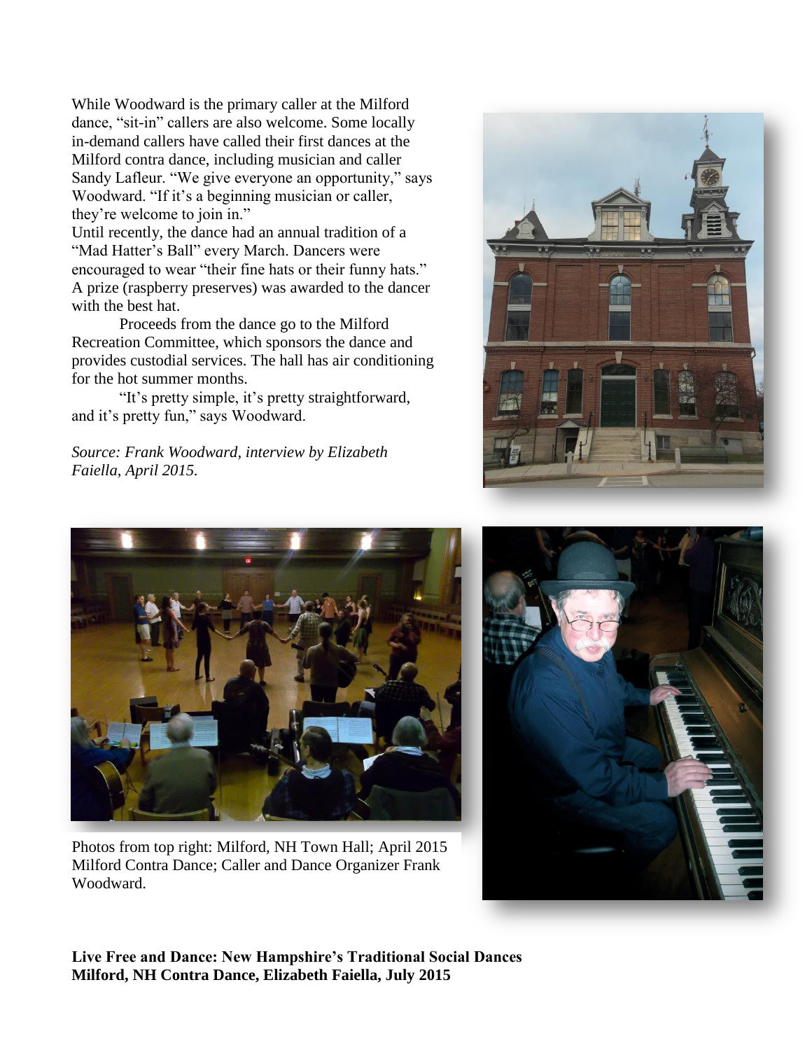While Woodward is the primary caller at the Milford dance, "sit-in" callers are also welcome. Some locally in-demand callers have called their first dances at the Milford contra dance, including musician and caller Sandy Lafleur. "We give everyone an opportunity," says Woodward. "If it's a beginning musician or caller, they're welcome to join in."

Until recently, the dance had an annual tradition of a "Mad Hatter's Ball" every March. Dancers were encouraged to wear "their fine hats or their funny hats." A prize (raspberry preserves) was awarded to the dancer with the best hat.

Proceeds from the dance go to the Milford Recreation Committee, which sponsors the dance and provides custodial services. The hall has air conditioning for the hot summer months.

"It's pretty simple, it's pretty straightforward, and it's pretty fun," says Woodward.

*Source: Frank Woodward, interview by Elizabeth Faiella, April 2015.*

Photos from top right: Milford, NH Town Hall; April 2015 Milford Contra Dance; Caller and Dance Organizer Frank Woodward.

**Live Free and Dance: New Hampshire's Traditional Social Dances**
**Milford, NH Contra Dance, Elizabeth Faiella, July 2015**